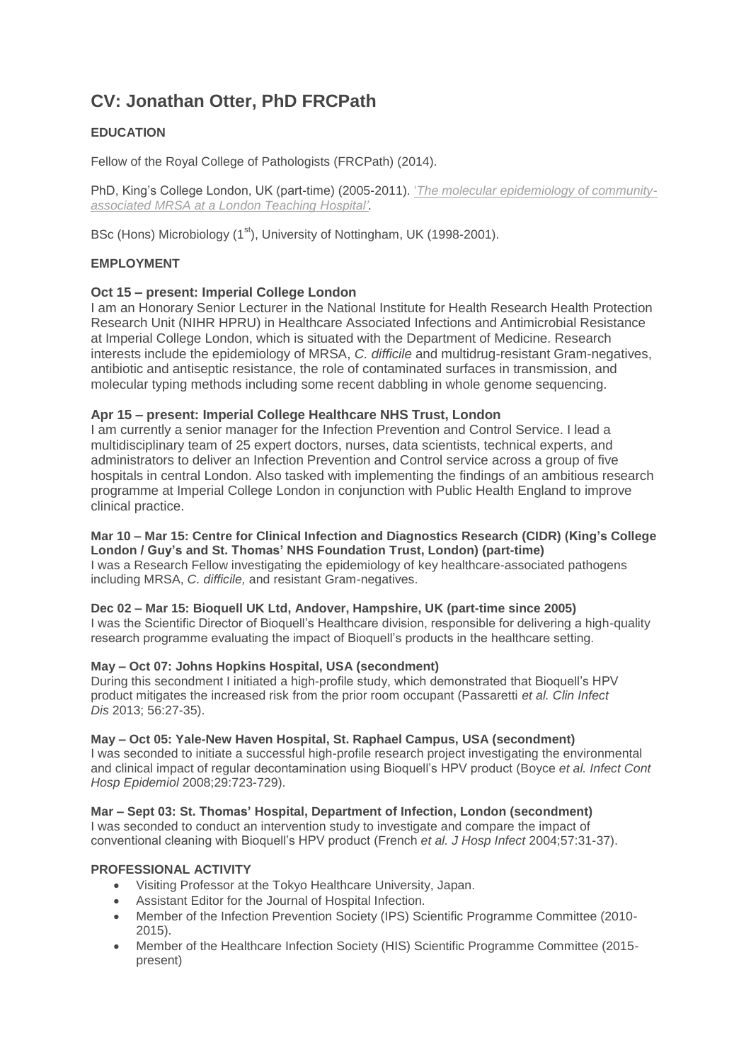# CV: Jonathan Otter, PhD FRCPath

**EDUCATION**

Fellow of the Royal College of Pathologists (FRCPath) (2014).

PhD, King's College London, UK (part-time) (2005-2011). '*The molecular epidemiology of community-associated MRSA at a London Teaching Hospital'.*

BSc (Hons) Microbiology (1st), University of Nottingham, UK (1998-2001).

**EMPLOYMENT**

**Oct 15 – present: Imperial College London**
I am an Honorary Senior Lecturer in the National Institute for Health Research Health Protection Research Unit (NIHR HPRU) in Healthcare Associated Infections and Antimicrobial Resistance at Imperial College London, which is situated with the Department of Medicine. Research interests include the epidemiology of MRSA, *C. difficile* and multidrug-resistant Gram-negatives, antibiotic and antiseptic resistance, the role of contaminated surfaces in transmission, and molecular typing methods including some recent dabbling in whole genome sequencing.

**Apr 15 – present: Imperial College Healthcare NHS Trust, London**
I am currently a senior manager for the Infection Prevention and Control Service. I lead a multidisciplinary team of 25 expert doctors, nurses, data scientists, technical experts, and administrators to deliver an Infection Prevention and Control service across a group of five hospitals in central London. Also tasked with implementing the findings of an ambitious research programme at Imperial College London in conjunction with Public Health England to improve clinical practice.

**Mar 10 – Mar 15: Centre for Clinical Infection and Diagnostics Research (CIDR) (King's College London / Guy's and St. Thomas' NHS Foundation Trust, London) (part-time)**
I was a Research Fellow investigating the epidemiology of key healthcare-associated pathogens including MRSA, *C. difficile,* and resistant Gram-negatives.

**Dec 02 – Mar 15: Bioquell UK Ltd, Andover, Hampshire, UK (part-time since 2005)**
I was the Scientific Director of Bioquell's Healthcare division, responsible for delivering a high-quality research programme evaluating the impact of Bioquell's products in the healthcare setting.

**May – Oct 07: Johns Hopkins Hospital, USA (secondment)**
During this secondment I initiated a high-profile study, which demonstrated that Bioquell's HPV product mitigates the increased risk from the prior room occupant (Passaretti *et al. Clin Infect Dis* 2013; 56:27-35).

**May – Oct 05: Yale-New Haven Hospital, St. Raphael Campus, USA (secondment)**
I was seconded to initiate a successful high-profile research project investigating the environmental and clinical impact of regular decontamination using Bioquell's HPV product (Boyce *et al. Infect Cont Hosp Epidemiol* 2008;29:723-729).

**Mar – Sept 03: St. Thomas' Hospital, Department of Infection, London (secondment)**
I was seconded to conduct an intervention study to investigate and compare the impact of conventional cleaning with Bioquell's HPV product (French *et al. J Hosp Infect* 2004;57:31-37).

**PROFESSIONAL ACTIVITY**

- Visiting Professor at the Tokyo Healthcare University, Japan.
- Assistant Editor for the Journal of Hospital Infection.
- Member of the Infection Prevention Society (IPS) Scientific Programme Committee (2010-2015).
- Member of the Healthcare Infection Society (HIS) Scientific Programme Committee (2015-present)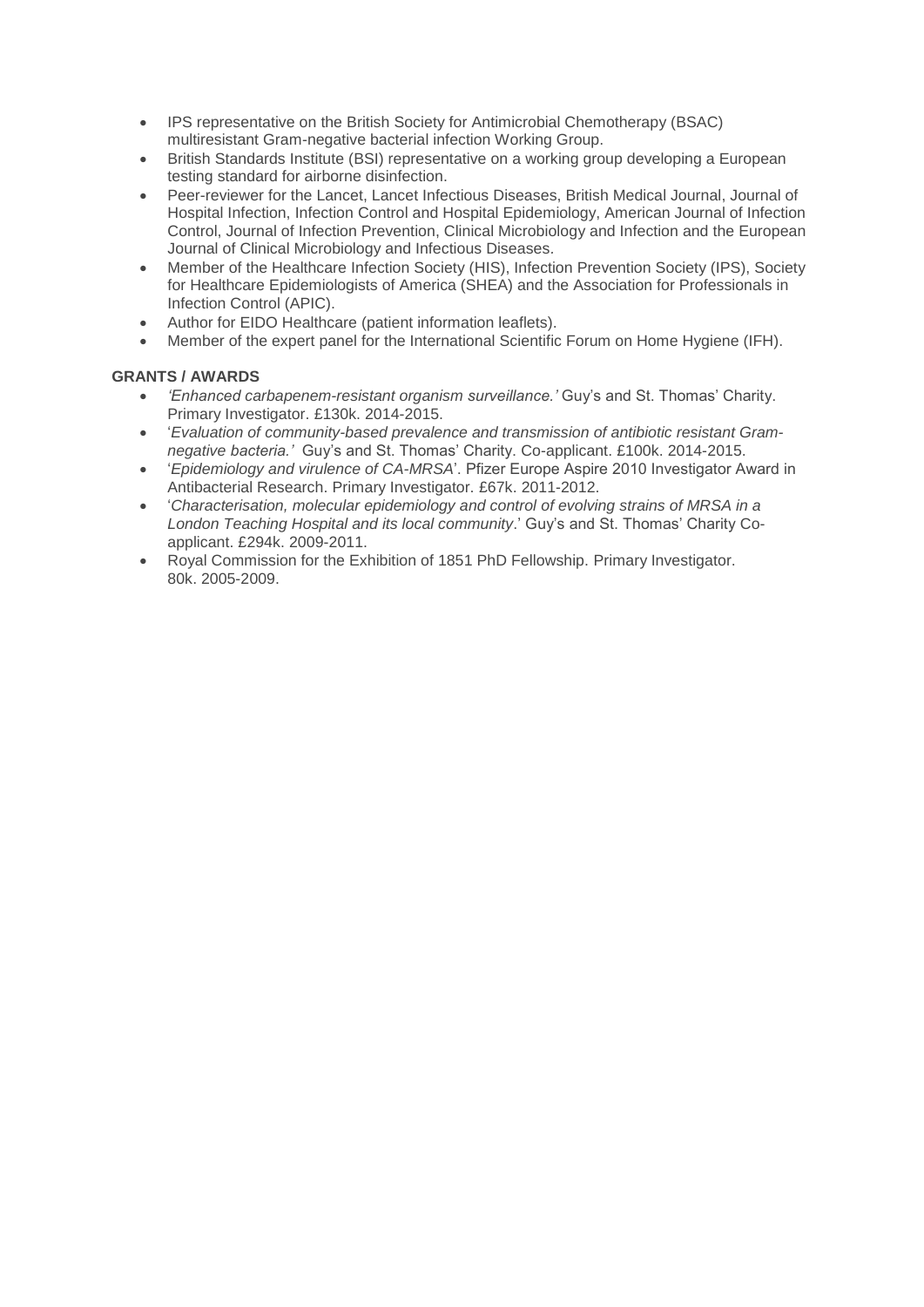- IPS representative on the British Society for Antimicrobial Chemotherapy (BSAC) multiresistant Gram-negative bacterial infection Working Group.
- British Standards Institute (BSI) representative on a working group developing a European testing standard for airborne disinfection.
- Peer-reviewer for the Lancet, Lancet Infectious Diseases, British Medical Journal, Journal of Hospital Infection, Infection Control and Hospital Epidemiology, American Journal of Infection Control, Journal of Infection Prevention, Clinical Microbiology and Infection and the European Journal of Clinical Microbiology and Infectious Diseases.
- Member of the Healthcare Infection Society (HIS), Infection Prevention Society (IPS), Society for Healthcare Epidemiologists of America (SHEA) and the Association for Professionals in Infection Control (APIC).
- Author for EIDO Healthcare (patient information leaflets).
- Member of the expert panel for the International Scientific Forum on Home Hygiene (IFH).

**GRANTS / AWARDS**

- *'Enhanced carbapenem-resistant organism surveillance.'* Guy's and St. Thomas' Charity. Primary Investigator. £130k. 2014-2015.
- '*Evaluation of community-based prevalence and transmission of antibiotic resistant Gram-negative bacteria.'* Guy's and St. Thomas' Charity. Co-applicant. £100k. 2014-2015.
- '*Epidemiology and virulence of CA-MRSA*'. Pfizer Europe Aspire 2010 Investigator Award in Antibacterial Research. Primary Investigator. £67k. 2011-2012.
- '*Characterisation, molecular epidemiology and control of evolving strains of MRSA in a London Teaching Hospital and its local community*.' Guy's and St. Thomas' Charity Co-applicant. £294k. 2009-2011.
- Royal Commission for the Exhibition of 1851 PhD Fellowship. Primary Investigator. 80k. 2005-2009.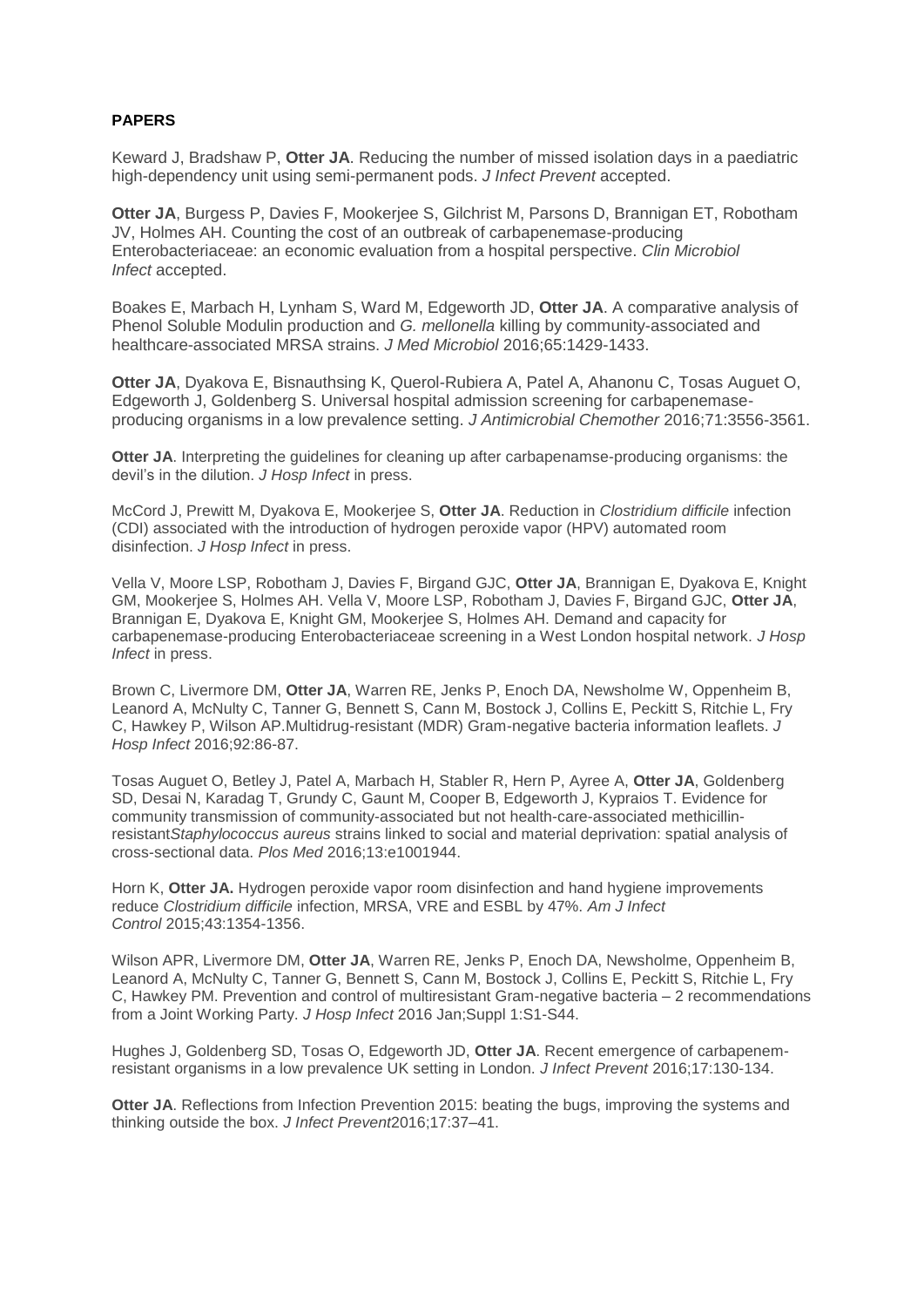**PAPERS**

Keward J, Bradshaw P, **Otter JA**. Reducing the number of missed isolation days in a paediatric high-dependency unit using semi-permanent pods. *J Infect Prevent* accepted.

**Otter JA**, Burgess P, Davies F, Mookerjee S, Gilchrist M, Parsons D, Brannigan ET, Robotham JV, Holmes AH. Counting the cost of an outbreak of carbapenemase-producing Enterobacteriaceae: an economic evaluation from a hospital perspective. *Clin Microbiol Infect* accepted.

Boakes E, Marbach H, Lynham S, Ward M, Edgeworth JD, **Otter JA**. A comparative analysis of Phenol Soluble Modulin production and *G. mellonella* killing by community-associated and healthcare-associated MRSA strains. *J Med Microbiol* 2016;65:1429-1433.

**Otter JA**, Dyakova E, Bisnauthsing K, Querol-Rubiera A, Patel A, Ahanonu C, Tosas Auguet O, Edgeworth J, Goldenberg S. Universal hospital admission screening for carbapenemase-producing organisms in a low prevalence setting. *J Antimicrobial Chemother* 2016;71:3556-3561.

**Otter JA**. Interpreting the guidelines for cleaning up after carbapenamse-producing organisms: the devil's in the dilution. *J Hosp Infect* in press.

McCord J, Prewitt M, Dyakova E, Mookerjee S, **Otter JA**. Reduction in *Clostridium difficile* infection (CDI) associated with the introduction of hydrogen peroxide vapor (HPV) automated room disinfection. *J Hosp Infect* in press.

Vella V, Moore LSP, Robotham J, Davies F, Birgand GJC, **Otter JA**, Brannigan E, Dyakova E, Knight GM, Mookerjee S, Holmes AH. Vella V, Moore LSP, Robotham J, Davies F, Birgand GJC, **Otter JA**, Brannigan E, Dyakova E, Knight GM, Mookerjee S, Holmes AH. Demand and capacity for carbapenemase-producing Enterobacteriaceae screening in a West London hospital network. *J Hosp Infect* in press.

Brown C, Livermore DM, **Otter JA**, Warren RE, Jenks P, Enoch DA, Newsholme W, Oppenheim B, Leanord A, McNulty C, Tanner G, Bennett S, Cann M, Bostock J, Collins E, Peckitt S, Ritchie L, Fry C, Hawkey P, Wilson AP.Multidrug-resistant (MDR) Gram-negative bacteria information leaflets. *J Hosp Infect* 2016;92:86-87.

Tosas Auguet O, Betley J, Patel A, Marbach H, Stabler R, Hern P, Ayree A, **Otter JA**, Goldenberg SD, Desai N, Karadag T, Grundy C, Gaunt M, Cooper B, Edgeworth J, Kypraios T. Evidence for community transmission of community-associated but not health-care-associated methicillin-resistant*Staphylococcus aureus* strains linked to social and material deprivation: spatial analysis of cross-sectional data. *Plos Med* 2016;13:e1001944.

Horn K, **Otter JA.** Hydrogen peroxide vapor room disinfection and hand hygiene improvements reduce *Clostridium difficile* infection, MRSA, VRE and ESBL by 47%. *Am J Infect Control* 2015;43:1354-1356.

Wilson APR, Livermore DM, **Otter JA**, Warren RE, Jenks P, Enoch DA, Newsholme, Oppenheim B, Leanord A, McNulty C, Tanner G, Bennett S, Cann M, Bostock J, Collins E, Peckitt S, Ritchie L, Fry C, Hawkey PM. Prevention and control of multiresistant Gram-negative bacteria – 2 recommendations from a Joint Working Party. *J Hosp Infect* 2016 Jan;Suppl 1:S1-S44.

Hughes J, Goldenberg SD, Tosas O, Edgeworth JD, **Otter JA**. Recent emergence of carbapenem-resistant organisms in a low prevalence UK setting in London. *J Infect Prevent* 2016;17:130-134.

**Otter JA**. Reflections from Infection Prevention 2015: beating the bugs, improving the systems and thinking outside the box. *J Infect Prevent*2016;17:37–41.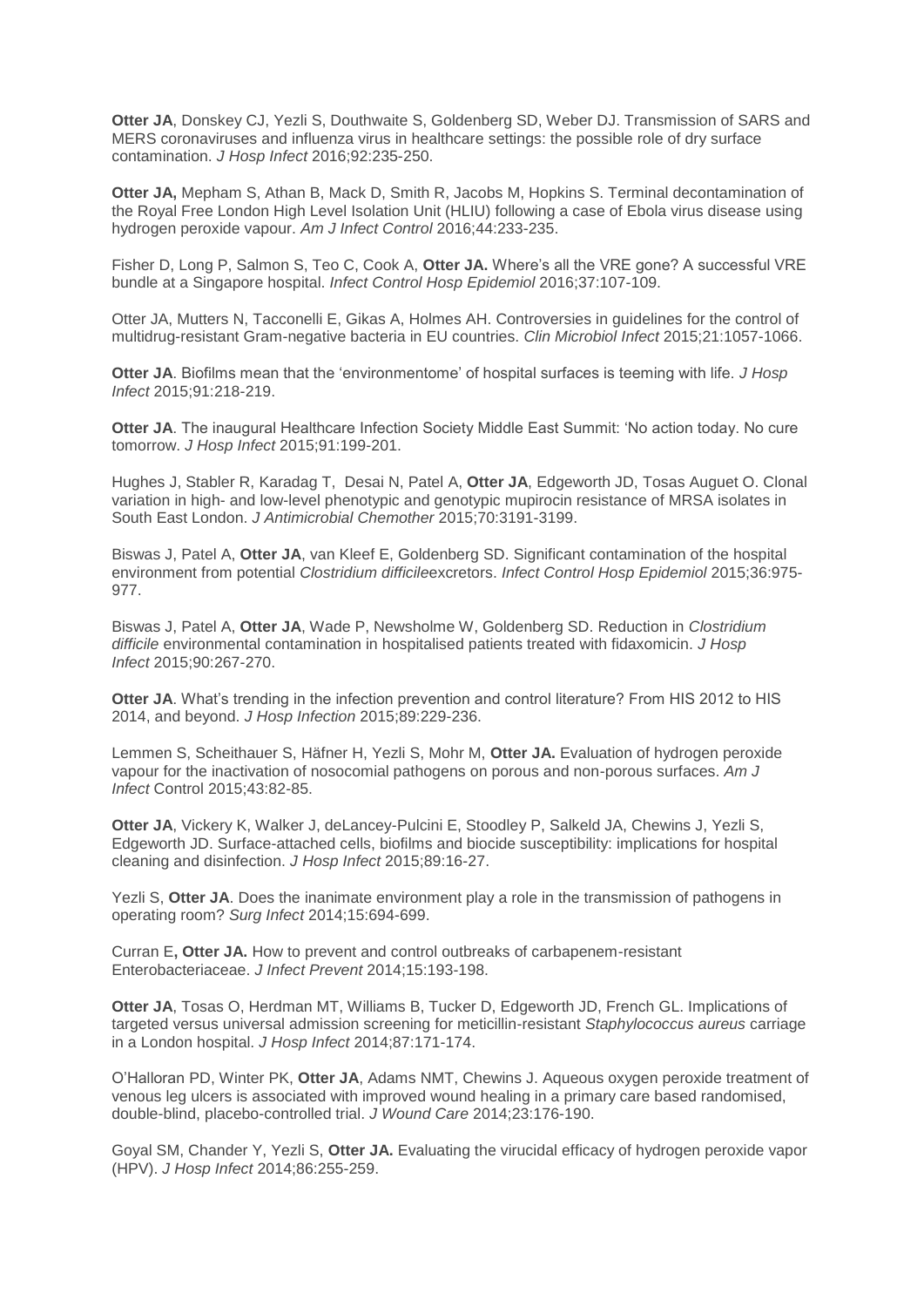**Otter JA**, Donskey CJ, Yezli S, Douthwaite S, Goldenberg SD, Weber DJ. Transmission of SARS and MERS coronaviruses and influenza virus in healthcare settings: the possible role of dry surface contamination. *J Hosp Infect* 2016;92:235-250.

**Otter JA,** Mepham S, Athan B, Mack D, Smith R, Jacobs M, Hopkins S. Terminal decontamination of the Royal Free London High Level Isolation Unit (HLIU) following a case of Ebola virus disease using hydrogen peroxide vapour. *Am J Infect Control* 2016;44:233-235.

Fisher D, Long P, Salmon S, Teo C, Cook A, **Otter JA.** Where's all the VRE gone? A successful VRE bundle at a Singapore hospital. *Infect Control Hosp Epidemiol* 2016;37:107-109.

Otter JA, Mutters N, Tacconelli E, Gikas A, Holmes AH. Controversies in guidelines for the control of multidrug-resistant Gram-negative bacteria in EU countries. *Clin Microbiol Infect* 2015;21:1057-1066.

**Otter JA**. Biofilms mean that the 'environmentome' of hospital surfaces is teeming with life. *J Hosp Infect* 2015;91:218-219.

**Otter JA**. The inaugural Healthcare Infection Society Middle East Summit: 'No action today. No cure tomorrow. *J Hosp Infect* 2015;91:199-201.

Hughes J, Stabler R, Karadag T, Desai N, Patel A, **Otter JA**, Edgeworth JD, Tosas Auguet O. Clonal variation in high- and low-level phenotypic and genotypic mupirocin resistance of MRSA isolates in South East London. *J Antimicrobial Chemother* 2015;70:3191-3199.

Biswas J, Patel A, **Otter JA**, van Kleef E, Goldenberg SD. Significant contamination of the hospital environment from potential *Clostridium difficile*excretors. *Infect Control Hosp Epidemiol* 2015;36:975-977.

Biswas J, Patel A, **Otter JA**, Wade P, Newsholme W, Goldenberg SD. Reduction in *Clostridium difficile* environmental contamination in hospitalised patients treated with fidaxomicin. *J Hosp Infect* 2015;90:267-270.

**Otter JA**. What's trending in the infection prevention and control literature? From HIS 2012 to HIS 2014, and beyond. *J Hosp Infection* 2015;89:229-236.

Lemmen S, Scheithauer S, Häfner H, Yezli S, Mohr M, **Otter JA.** Evaluation of hydrogen peroxide vapour for the inactivation of nosocomial pathogens on porous and non-porous surfaces. *Am J Infect* Control 2015;43:82-85.

**Otter JA**, Vickery K, Walker J, deLancey-Pulcini E, Stoodley P, Salkeld JA, Chewins J, Yezli S, Edgeworth JD. Surface-attached cells, biofilms and biocide susceptibility: implications for hospital cleaning and disinfection. *J Hosp Infect* 2015;89:16-27.

Yezli S, **Otter JA**. Does the inanimate environment play a role in the transmission of pathogens in operating room? *Surg Infect* 2014;15:694-699.

Curran E**, Otter JA.** How to prevent and control outbreaks of carbapenem-resistant Enterobacteriaceae. *J Infect Prevent* 2014;15:193-198.

**Otter JA**, Tosas O, Herdman MT, Williams B, Tucker D, Edgeworth JD, French GL. Implications of targeted versus universal admission screening for meticillin-resistant *Staphylococcus aureus* carriage in a London hospital. *J Hosp Infect* 2014;87:171-174.

O'Halloran PD, Winter PK, **Otter JA**, Adams NMT, Chewins J. Aqueous oxygen peroxide treatment of venous leg ulcers is associated with improved wound healing in a primary care based randomised, double-blind, placebo-controlled trial. *J Wound Care* 2014;23:176-190.

Goyal SM, Chander Y, Yezli S, **Otter JA.** Evaluating the virucidal efficacy of hydrogen peroxide vapor (HPV). *J Hosp Infect* 2014;86:255-259.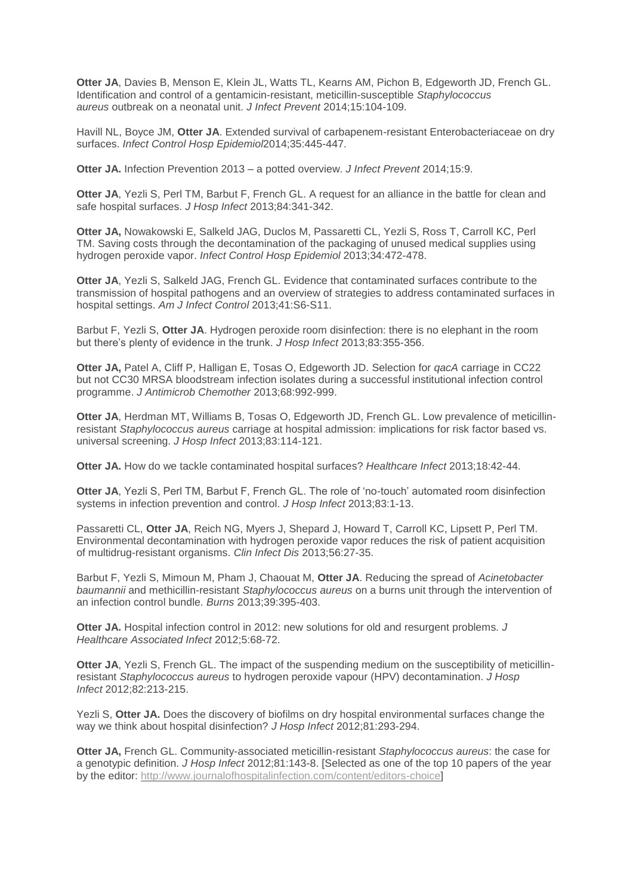**Otter JA**, Davies B, Menson E, Klein JL, Watts TL, Kearns AM, Pichon B, Edgeworth JD, French GL. Identification and control of a gentamicin-resistant, meticillin-susceptible *Staphylococcus aureus* outbreak on a neonatal unit. *J Infect Prevent* 2014;15:104-109.

Havill NL, Boyce JM, **Otter JA**. Extended survival of carbapenem-resistant Enterobacteriaceae on dry surfaces. *Infect Control Hosp Epidemiol*2014;35:445-447.

**Otter JA.** Infection Prevention 2013 – a potted overview. *J Infect Prevent* 2014;15:9.

**Otter JA**, Yezli S, Perl TM, Barbut F, French GL. A request for an alliance in the battle for clean and safe hospital surfaces. *J Hosp Infect* 2013;84:341-342.

**Otter JA,** Nowakowski E, Salkeld JAG, Duclos M, Passaretti CL, Yezli S, Ross T, Carroll KC, Perl TM. Saving costs through the decontamination of the packaging of unused medical supplies using hydrogen peroxide vapor. *Infect Control Hosp Epidemiol* 2013;34:472-478.

**Otter JA**, Yezli S, Salkeld JAG, French GL. Evidence that contaminated surfaces contribute to the transmission of hospital pathogens and an overview of strategies to address contaminated surfaces in hospital settings. *Am J Infect Control* 2013;41:S6-S11.

Barbut F, Yezli S, **Otter JA**. Hydrogen peroxide room disinfection: there is no elephant in the room but there's plenty of evidence in the trunk. *J Hosp Infect* 2013;83:355-356.

**Otter JA,** Patel A, Cliff P, Halligan E, Tosas O, Edgeworth JD. Selection for *qacA* carriage in CC22 but not CC30 MRSA bloodstream infection isolates during a successful institutional infection control programme. *J Antimicrob Chemother* 2013;68:992-999.

**Otter JA**, Herdman MT, Williams B, Tosas O, Edgeworth JD, French GL. Low prevalence of meticillin-resistant *Staphylococcus aureus* carriage at hospital admission: implications for risk factor based vs. universal screening. *J Hosp Infect* 2013;83:114-121.

**Otter JA.** How do we tackle contaminated hospital surfaces? *Healthcare Infect* 2013;18:42-44.

**Otter JA**, Yezli S, Perl TM, Barbut F, French GL. The role of 'no-touch' automated room disinfection systems in infection prevention and control. *J Hosp Infect* 2013;83:1-13.

Passaretti CL, **Otter JA**, Reich NG, Myers J, Shepard J, Howard T, Carroll KC, Lipsett P, Perl TM. Environmental decontamination with hydrogen peroxide vapor reduces the risk of patient acquisition of multidrug-resistant organisms. *Clin Infect Dis* 2013;56:27-35.

Barbut F, Yezli S, Mimoun M, Pham J, Chaouat M, **Otter JA**. Reducing the spread of *Acinetobacter baumannii* and methicillin-resistant *Staphylococcus aureus* on a burns unit through the intervention of an infection control bundle. *Burns* 2013;39:395-403.

**Otter JA.** Hospital infection control in 2012: new solutions for old and resurgent problems*. J Healthcare Associated Infect* 2012;5:68-72.

**Otter JA**, Yezli S, French GL. The impact of the suspending medium on the susceptibility of meticillin-resistant *Staphylococcus aureus* to hydrogen peroxide vapour (HPV) decontamination. *J Hosp Infect* 2012;82:213-215.

Yezli S, **Otter JA.** Does the discovery of biofilms on dry hospital environmental surfaces change the way we think about hospital disinfection? *J Hosp Infect* 2012;81:293-294.

**Otter JA,** French GL. Community-associated meticillin-resistant *Staphylococcus aureus*: the case for a genotypic definition. *J Hosp Infect* 2012;81:143-8. [Selected as one of the top 10 papers of the year by the editor: http://www.journalofhospitalinfection.com/content/editors-choice]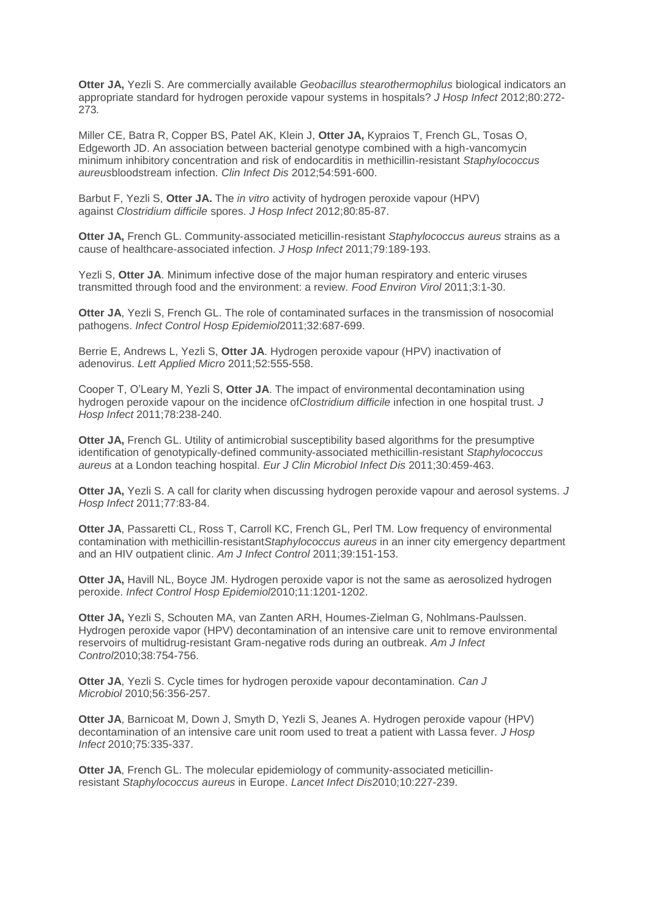**Otter JA,** Yezli S. Are commercially available *Geobacillus stearothermophilus* biological indicators an appropriate standard for hydrogen peroxide vapour systems in hospitals? *J Hosp Infect* 2012;80:272-273*.*

Miller CE, Batra R, Copper BS, Patel AK, Klein J, **Otter JA,** Kypraios T, French GL, Tosas O, Edgeworth JD. An association between bacterial genotype combined with a high-vancomycin minimum inhibitory concentration and risk of endocarditis in methicillin-resistant *Staphylococcus aureus*bloodstream infection. *Clin Infect Dis* 2012;54:591-600.

Barbut F, Yezli S, **Otter JA.** The *in vitro* activity of hydrogen peroxide vapour (HPV) against *Clostridium difficile* spores. *J Hosp Infect* 2012;80:85-87.

**Otter JA,** French GL. Community-associated meticillin-resistant *Staphylococcus aureus* strains as a cause of healthcare-associated infection. *J Hosp Infect* 2011;79:189-193.

Yezli S, **Otter JA**. Minimum infective dose of the major human respiratory and enteric viruses transmitted through food and the environment: a review. *Food Environ Virol* 2011;3:1-30.

**Otter JA**, Yezli S, French GL. The role of contaminated surfaces in the transmission of nosocomial pathogens. *Infect Control Hosp Epidemiol*2011;32:687-699.

Berrie E, Andrews L, Yezli S, **Otter JA**. Hydrogen peroxide vapour (HPV) inactivation of adenovirus. *Lett Applied Micro* 2011;52:555-558.

Cooper T, O'Leary M, Yezli S, **Otter JA**. The impact of environmental decontamination using hydrogen peroxide vapour on the incidence of*Clostridium difficile* infection in one hospital trust. *J Hosp Infect* 2011;78:238-240.

**Otter JA,** French GL. Utility of antimicrobial susceptibility based algorithms for the presumptive identification of genotypically-defined community-associated methicillin-resistant *Staphylococcus aureus* at a London teaching hospital. *Eur J Clin Microbiol Infect Dis* 2011;30:459-463.

**Otter JA,** Yezli S. A call for clarity when discussing hydrogen peroxide vapour and aerosol systems. *J Hosp Infect* 2011;77:83-84.

**Otter JA**, Passaretti CL, Ross T, Carroll KC, French GL, Perl TM. Low frequency of environmental contamination with methicillin-resistant*Staphylococcus aureus* in an inner city emergency department and an HIV outpatient clinic. *Am J Infect Control* 2011;39:151-153.

**Otter JA,** Havill NL, Boyce JM. Hydrogen peroxide vapor is not the same as aerosolized hydrogen peroxide. *Infect Control Hosp Epidemiol*2010;11:1201-1202.

**Otter JA,** Yezli S, Schouten MA, van Zanten ARH, Houmes-Zielman G, Nohlmans-Paulssen. Hydrogen peroxide vapor (HPV) decontamination of an intensive care unit to remove environmental reservoirs of multidrug-resistant Gram-negative rods during an outbreak. *Am J Infect Control*2010;38:754-756.

**Otter JA**, Yezli S. Cycle times for hydrogen peroxide vapour decontamination. *Can J Microbiol* 2010;56:356-257.

**Otter JA**, Barnicoat M, Down J, Smyth D, Yezli S, Jeanes A. Hydrogen peroxide vapour (HPV) decontamination of an intensive care unit room used to treat a patient with Lassa fever. *J Hosp Infect* 2010;75:335-337.

**Otter JA**, French GL. The molecular epidemiology of community-associated meticillin-resistant *Staphylococcus aureus* in Europe. *Lancet Infect Dis*2010;10:227-239.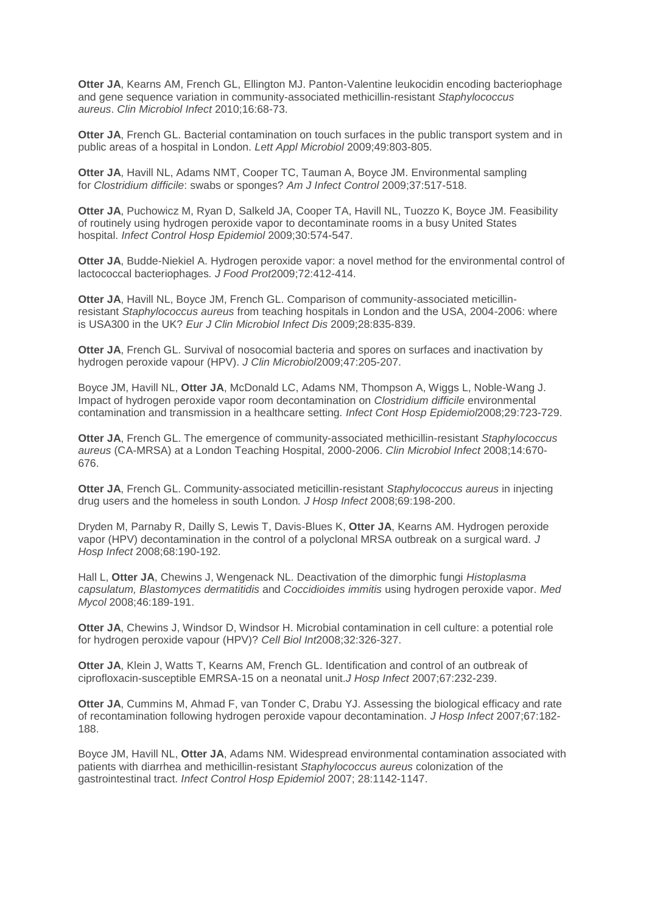**Otter JA**, Kearns AM, French GL, Ellington MJ. Panton-Valentine leukocidin encoding bacteriophage and gene sequence variation in community-associated methicillin-resistant *Staphylococcus aureus*. *Clin Microbiol Infect* 2010;16:68-73.

**Otter JA**, French GL. Bacterial contamination on touch surfaces in the public transport system and in public areas of a hospital in London. *Lett Appl Microbiol* 2009;49:803-805.

**Otter JA**, Havill NL, Adams NMT, Cooper TC, Tauman A, Boyce JM. Environmental sampling for *Clostridium difficile*: swabs or sponges? *Am J Infect Control* 2009;37:517-518.

**Otter JA**, Puchowicz M, Ryan D, Salkeld JA, Cooper TA, Havill NL, Tuozzo K, Boyce JM. Feasibility of routinely using hydrogen peroxide vapor to decontaminate rooms in a busy United States hospital. *Infect Control Hosp Epidemiol* 2009;30:574-547.

**Otter JA**, Budde-Niekiel A. Hydrogen peroxide vapor: a novel method for the environmental control of lactococcal bacteriophages. *J Food Prot*2009;72:412-414.

**Otter JA**, Havill NL, Boyce JM, French GL. Comparison of community-associated meticillin-resistant *Staphylococcus aureus* from teaching hospitals in London and the USA, 2004-2006: where is USA300 in the UK? *Eur J Clin Microbiol Infect Dis* 2009;28:835-839.

**Otter JA**, French GL. Survival of nosocomial bacteria and spores on surfaces and inactivation by hydrogen peroxide vapour (HPV). *J Clin Microbiol*2009;47:205-207.

Boyce JM, Havill NL, **Otter JA**, McDonald LC, Adams NM, Thompson A, Wiggs L, Noble-Wang J. Impact of hydrogen peroxide vapor room decontamination on *Clostridium difficile* environmental contamination and transmission in a healthcare setting. *Infect Cont Hosp Epidemiol*2008;29:723-729.

**Otter JA**, French GL. The emergence of community-associated methicillin-resistant *Staphylococcus aureus* (CA-MRSA) at a London Teaching Hospital, 2000-2006. *Clin Microbiol Infect* 2008;14:670-676.

**Otter JA**, French GL. Community-associated meticillin-resistant *Staphylococcus aureus* in injecting drug users and the homeless in south London. *J Hosp Infect* 2008;69:198-200.

Dryden M, Parnaby R, Dailly S, Lewis T, Davis-Blues K, **Otter JA**, Kearns AM. Hydrogen peroxide vapor (HPV) decontamination in the control of a polyclonal MRSA outbreak on a surgical ward. *J Hosp Infect* 2008;68:190-192.

Hall L, **Otter JA**, Chewins J, Wengenack NL. Deactivation of the dimorphic fungi *Histoplasma capsulatum, Blastomyces dermatitidis* and *Coccidioides immitis* using hydrogen peroxide vapor. *Med Mycol* 2008;46:189-191.

**Otter JA**, Chewins J, Windsor D, Windsor H. Microbial contamination in cell culture: a potential role for hydrogen peroxide vapour (HPV)? *Cell Biol Int*2008;32:326-327.

**Otter JA**, Klein J, Watts T, Kearns AM, French GL. Identification and control of an outbreak of ciprofloxacin-susceptible EMRSA-15 on a neonatal unit.*J Hosp Infect* 2007;67:232-239.

**Otter JA**, Cummins M, Ahmad F, van Tonder C, Drabu YJ. Assessing the biological efficacy and rate of recontamination following hydrogen peroxide vapour decontamination. *J Hosp Infect* 2007;67:182-188.

Boyce JM, Havill NL, **Otter JA**, Adams NM. Widespread environmental contamination associated with patients with diarrhea and methicillin-resistant *Staphylococcus aureus* colonization of the gastrointestinal tract. *Infect Control Hosp Epidemiol* 2007; 28:1142-1147.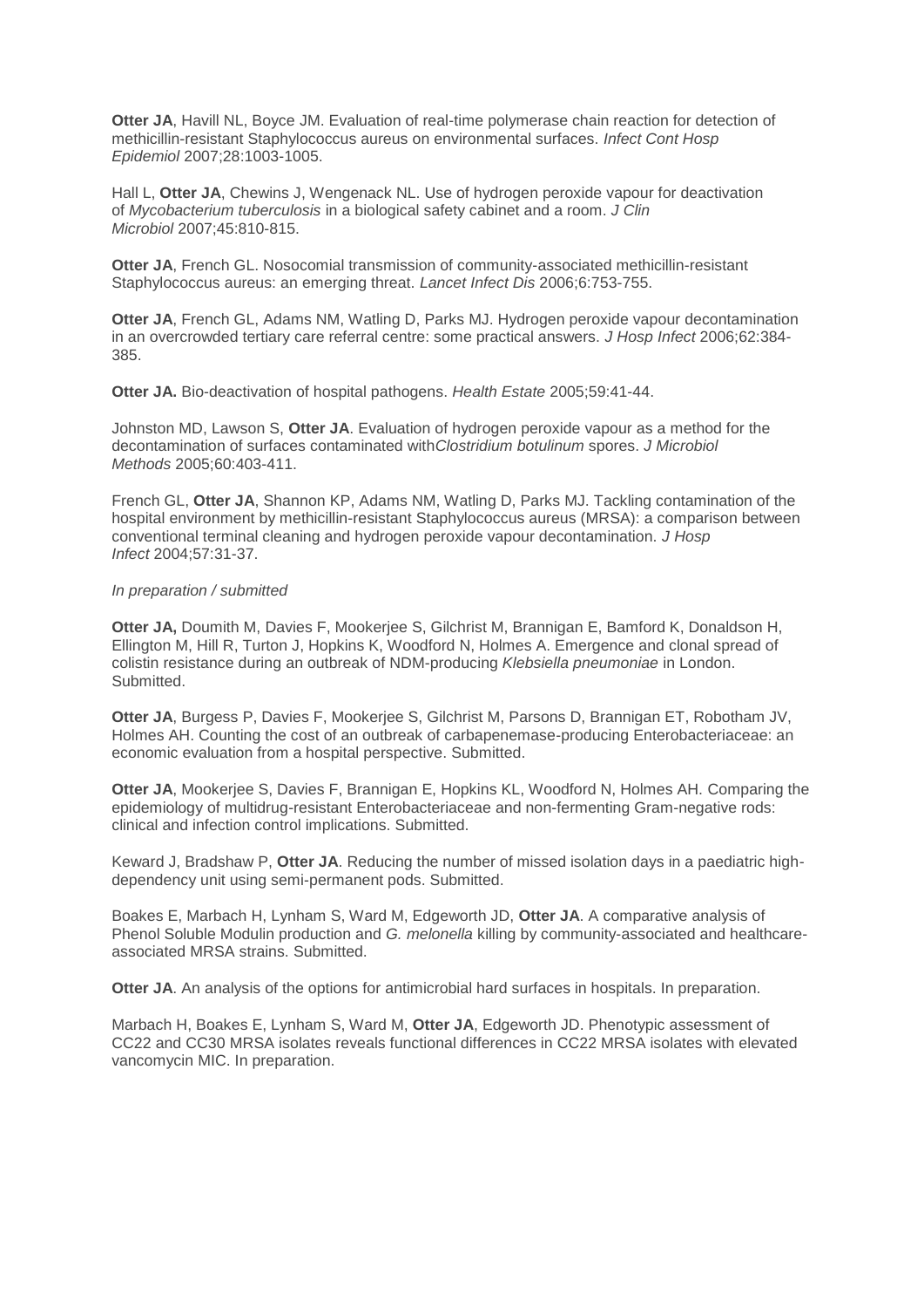**Otter JA**, Havill NL, Boyce JM. Evaluation of real-time polymerase chain reaction for detection of methicillin-resistant Staphylococcus aureus on environmental surfaces. *Infect Cont Hosp Epidemiol* 2007;28:1003-1005.

Hall L, **Otter JA**, Chewins J, Wengenack NL. Use of hydrogen peroxide vapour for deactivation of *Mycobacterium tuberculosis* in a biological safety cabinet and a room. *J Clin Microbiol* 2007;45:810-815.

**Otter JA**, French GL. Nosocomial transmission of community-associated methicillin-resistant Staphylococcus aureus: an emerging threat. *Lancet Infect Dis* 2006;6:753-755.

**Otter JA**, French GL, Adams NM, Watling D, Parks MJ. Hydrogen peroxide vapour decontamination in an overcrowded tertiary care referral centre: some practical answers. *J Hosp Infect* 2006;62:384-385.

**Otter JA.** Bio-deactivation of hospital pathogens. *Health Estate* 2005;59:41-44.

Johnston MD, Lawson S, **Otter JA**. Evaluation of hydrogen peroxide vapour as a method for the decontamination of surfaces contaminated with*Clostridium botulinum* spores. *J Microbiol Methods* 2005;60:403-411.

French GL, **Otter JA**, Shannon KP, Adams NM, Watling D, Parks MJ. Tackling contamination of the hospital environment by methicillin-resistant Staphylococcus aureus (MRSA): a comparison between conventional terminal cleaning and hydrogen peroxide vapour decontamination. *J Hosp Infect* 2004;57:31-37.

*In preparation / submitted*

**Otter JA,** Doumith M, Davies F, Mookerjee S, Gilchrist M, Brannigan E, Bamford K, Donaldson H, Ellington M, Hill R, Turton J, Hopkins K, Woodford N, Holmes A. Emergence and clonal spread of colistin resistance during an outbreak of NDM-producing *Klebsiella pneumoniae* in London. Submitted.

**Otter JA**, Burgess P, Davies F, Mookerjee S, Gilchrist M, Parsons D, Brannigan ET, Robotham JV, Holmes AH. Counting the cost of an outbreak of carbapenemase-producing Enterobacteriaceae: an economic evaluation from a hospital perspective. Submitted.

**Otter JA**, Mookerjee S, Davies F, Brannigan E, Hopkins KL, Woodford N, Holmes AH. Comparing the epidemiology of multidrug-resistant Enterobacteriaceae and non-fermenting Gram-negative rods: clinical and infection control implications. Submitted.

Keward J, Bradshaw P, **Otter JA**. Reducing the number of missed isolation days in a paediatric high-dependency unit using semi-permanent pods. Submitted.

Boakes E, Marbach H, Lynham S, Ward M, Edgeworth JD, **Otter JA**. A comparative analysis of Phenol Soluble Modulin production and *G. melonella* killing by community-associated and healthcare-associated MRSA strains. Submitted.

**Otter JA**. An analysis of the options for antimicrobial hard surfaces in hospitals. In preparation.

Marbach H, Boakes E, Lynham S, Ward M, **Otter JA**, Edgeworth JD. Phenotypic assessment of CC22 and CC30 MRSA isolates reveals functional differences in CC22 MRSA isolates with elevated vancomycin MIC. In preparation.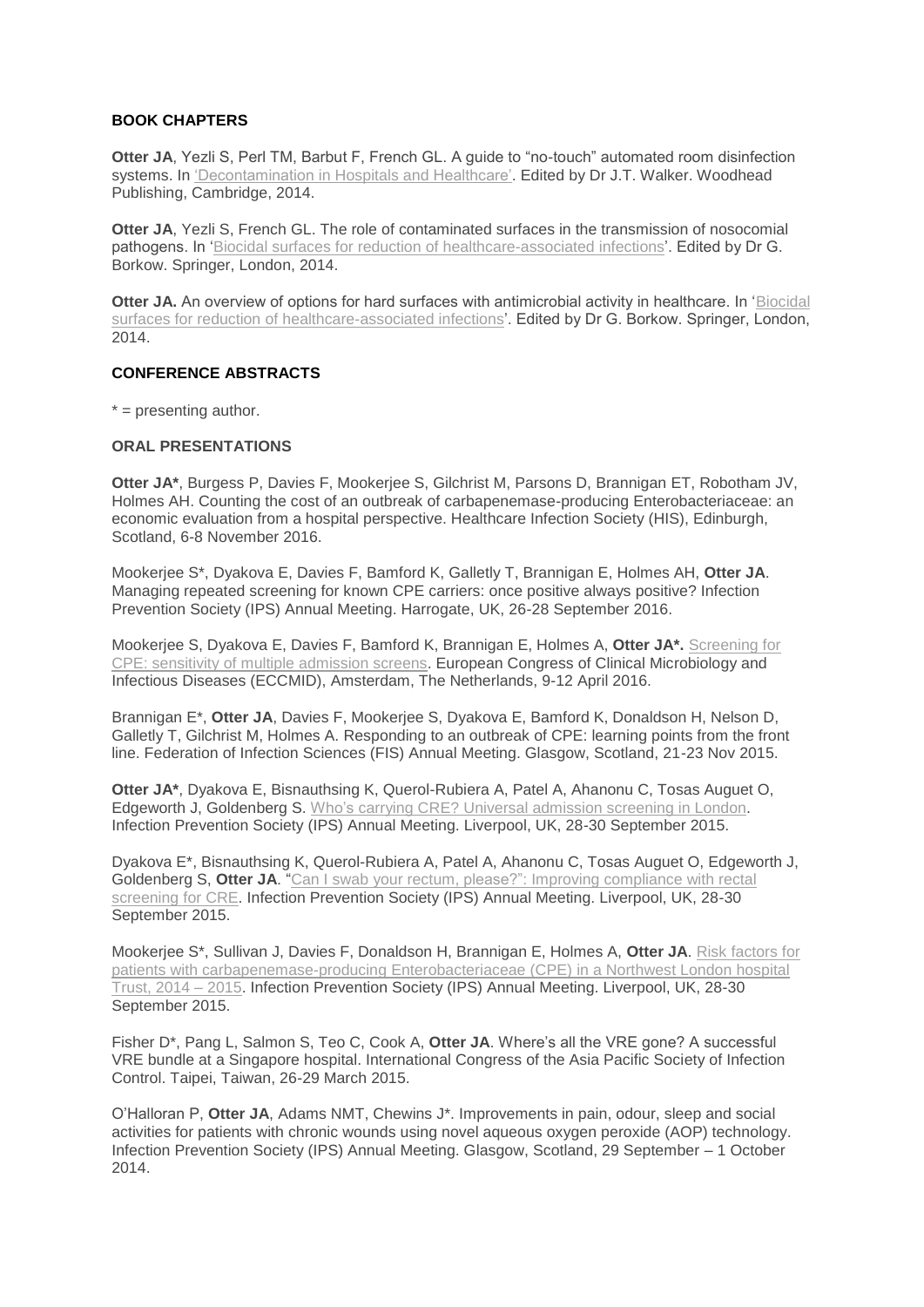**BOOK CHAPTERS**

**Otter JA**, Yezli S, Perl TM, Barbut F, French GL. A guide to "no-touch" automated room disinfection systems. In 'Decontamination in Hospitals and Healthcare'. Edited by Dr J.T. Walker. Woodhead Publishing, Cambridge, 2014.

**Otter JA**, Yezli S, French GL. The role of contaminated surfaces in the transmission of nosocomial pathogens. In 'Biocidal surfaces for reduction of healthcare-associated infections'. Edited by Dr G. Borkow. Springer, London, 2014.

**Otter JA.** An overview of options for hard surfaces with antimicrobial activity in healthcare. In 'Biocidal surfaces for reduction of healthcare-associated infections'. Edited by Dr G. Borkow. Springer, London, 2014.

**CONFERENCE ABSTRACTS**

* = presenting author.

**ORAL PRESENTATIONS**

**Otter JA***, Burgess P, Davies F, Mookerjee S, Gilchrist M, Parsons D, Brannigan ET, Robotham JV, Holmes AH. Counting the cost of an outbreak of carbapenemase-producing Enterobacteriaceae: an economic evaluation from a hospital perspective. Healthcare Infection Society (HIS), Edinburgh, Scotland, 6-8 November 2016.

Mookerjee S*, Dyakova E, Davies F, Bamford K, Galletly T, Brannigan E, Holmes AH, **Otter JA**. Managing repeated screening for known CPE carriers: once positive always positive? Infection Prevention Society (IPS) Annual Meeting. Harrogate, UK, 26-28 September 2016.

Mookerjee S, Dyakova E, Davies F, Bamford K, Brannigan E, Holmes A, **Otter JA*.** Screening for CPE: sensitivity of multiple admission screens. European Congress of Clinical Microbiology and Infectious Diseases (ECCMID), Amsterdam, The Netherlands, 9-12 April 2016.

Brannigan E*, **Otter JA**, Davies F, Mookerjee S, Dyakova E, Bamford K, Donaldson H, Nelson D, Galletly T, Gilchrist M, Holmes A. Responding to an outbreak of CPE: learning points from the front line. Federation of Infection Sciences (FIS) Annual Meeting. Glasgow, Scotland, 21-23 Nov 2015.

**Otter JA***, Dyakova E, Bisnauthsing K, Querol-Rubiera A, Patel A, Ahanonu C, Tosas Auguet O, Edgeworth J, Goldenberg S. Who's carrying CRE? Universal admission screening in London. Infection Prevention Society (IPS) Annual Meeting. Liverpool, UK, 28-30 September 2015.

Dyakova E*, Bisnauthsing K, Querol-Rubiera A, Patel A, Ahanonu C, Tosas Auguet O, Edgeworth J, Goldenberg S, **Otter JA**. "Can I swab your rectum, please?": Improving compliance with rectal screening for CRE. Infection Prevention Society (IPS) Annual Meeting. Liverpool, UK, 28-30 September 2015.

Mookerjee S*, Sullivan J, Davies F, Donaldson H, Brannigan E, Holmes A, **Otter JA**. Risk factors for patients with carbapenemase-producing Enterobacteriaceae (CPE) in a Northwest London hospital Trust, 2014 – 2015. Infection Prevention Society (IPS) Annual Meeting. Liverpool, UK, 28-30 September 2015.

Fisher D*, Pang L, Salmon S, Teo C, Cook A, **Otter JA**. Where's all the VRE gone? A successful VRE bundle at a Singapore hospital. International Congress of the Asia Pacific Society of Infection Control. Taipei, Taiwan, 26-29 March 2015.

O'Halloran P, **Otter JA**, Adams NMT, Chewins J*. Improvements in pain, odour, sleep and social activities for patients with chronic wounds using novel aqueous oxygen peroxide (AOP) technology. Infection Prevention Society (IPS) Annual Meeting. Glasgow, Scotland, 29 September – 1 October 2014.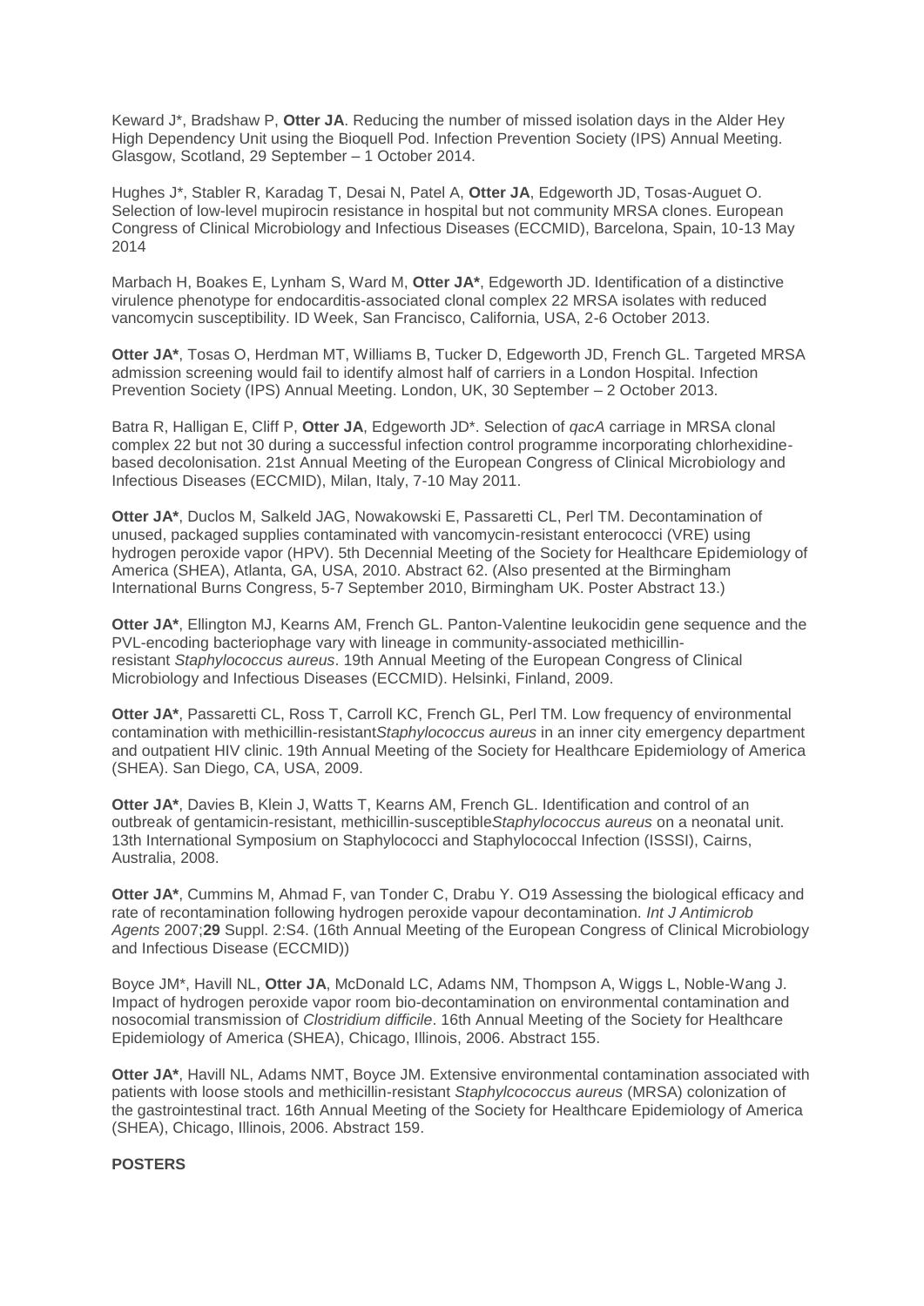Keward J*, Bradshaw P, **Otter JA**. Reducing the number of missed isolation days in the Alder Hey High Dependency Unit using the Bioquell Pod. Infection Prevention Society (IPS) Annual Meeting. Glasgow, Scotland, 29 September – 1 October 2014.

Hughes J*, Stabler R, Karadag T, Desai N, Patel A, **Otter JA**, Edgeworth JD, Tosas-Auguet O. Selection of low-level mupirocin resistance in hospital but not community MRSA clones. European Congress of Clinical Microbiology and Infectious Diseases (ECCMID), Barcelona, Spain, 10-13 May 2014

Marbach H, Boakes E, Lynham S, Ward M, **Otter JA***, Edgeworth JD. Identification of a distinctive virulence phenotype for endocarditis-associated clonal complex 22 MRSA isolates with reduced vancomycin susceptibility. ID Week, San Francisco, California, USA, 2-6 October 2013.

**Otter JA***, Tosas O, Herdman MT, Williams B, Tucker D, Edgeworth JD, French GL. Targeted MRSA admission screening would fail to identify almost half of carriers in a London Hospital. Infection Prevention Society (IPS) Annual Meeting. London, UK, 30 September – 2 October 2013.

Batra R, Halligan E, Cliff P, **Otter JA**, Edgeworth JD*. Selection of *qacA* carriage in MRSA clonal complex 22 but not 30 during a successful infection control programme incorporating chlorhexidine-based decolonisation. 21st Annual Meeting of the European Congress of Clinical Microbiology and Infectious Diseases (ECCMID), Milan, Italy, 7-10 May 2011.

**Otter JA***, Duclos M, Salkeld JAG, Nowakowski E, Passaretti CL, Perl TM. Decontamination of unused, packaged supplies contaminated with vancomycin-resistant enterococci (VRE) using hydrogen peroxide vapor (HPV). 5th Decennial Meeting of the Society for Healthcare Epidemiology of America (SHEA), Atlanta, GA, USA, 2010. Abstract 62. (Also presented at the Birmingham International Burns Congress, 5-7 September 2010, Birmingham UK. Poster Abstract 13.)

**Otter JA***, Ellington MJ, Kearns AM, French GL. Panton-Valentine leukocidin gene sequence and the PVL-encoding bacteriophage vary with lineage in community-associated methicillin-resistant *Staphylococcus aureus*. 19th Annual Meeting of the European Congress of Clinical Microbiology and Infectious Diseases (ECCMID). Helsinki, Finland, 2009.

**Otter JA***, Passaretti CL, Ross T, Carroll KC, French GL, Perl TM. Low frequency of environmental contamination with methicillin-resistant*Staphylococcus aureus* in an inner city emergency department and outpatient HIV clinic. 19th Annual Meeting of the Society for Healthcare Epidemiology of America (SHEA). San Diego, CA, USA, 2009.

**Otter JA***, Davies B, Klein J, Watts T, Kearns AM, French GL. Identification and control of an outbreak of gentamicin-resistant, methicillin-susceptible*Staphylococcus aureus* on a neonatal unit. 13th International Symposium on Staphylococci and Staphylococcal Infection (ISSSI), Cairns, Australia, 2008.

**Otter JA***, Cummins M, Ahmad F, van Tonder C, Drabu Y. O19 Assessing the biological efficacy and rate of recontamination following hydrogen peroxide vapour decontamination. *Int J Antimicrob Agents* 2007;**29** Suppl. 2:S4. (16th Annual Meeting of the European Congress of Clinical Microbiology and Infectious Disease (ECCMID))

Boyce JM*, Havill NL, **Otter JA**, McDonald LC, Adams NM, Thompson A, Wiggs L, Noble-Wang J. Impact of hydrogen peroxide vapor room bio-decontamination on environmental contamination and nosocomial transmission of *Clostridium difficile*. 16th Annual Meeting of the Society for Healthcare Epidemiology of America (SHEA), Chicago, Illinois, 2006. Abstract 155.

**Otter JA***, Havill NL, Adams NMT, Boyce JM. Extensive environmental contamination associated with patients with loose stools and methicillin-resistant *Staphylcococcus aureus* (MRSA) colonization of the gastrointestinal tract. 16th Annual Meeting of the Society for Healthcare Epidemiology of America (SHEA), Chicago, Illinois, 2006. Abstract 159.

**POSTERS**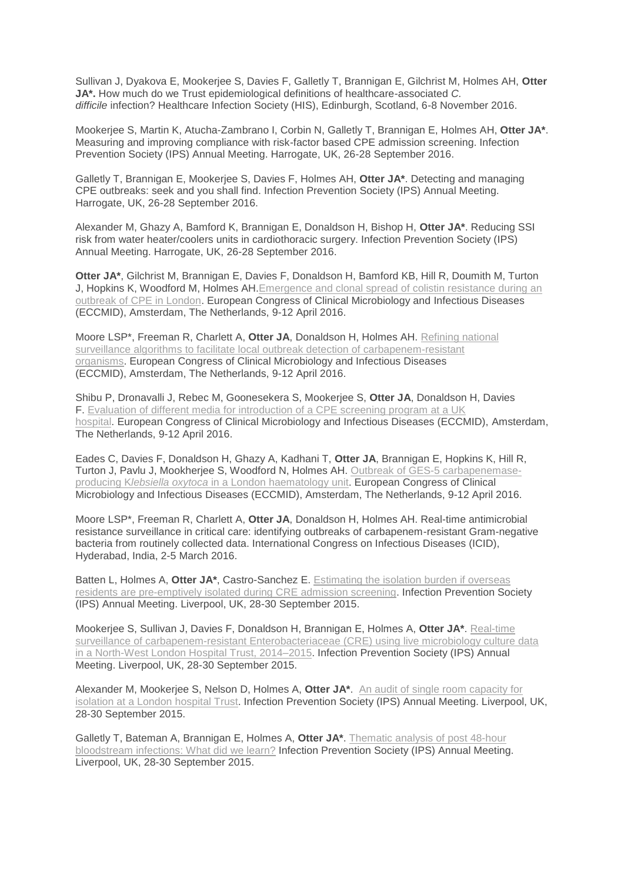Sullivan J, Dyakova E, Mookerjee S, Davies F, Galletly T, Brannigan E, Gilchrist M, Holmes AH, **Otter JA***. How much do we Trust epidemiological definitions of healthcare-associated *C. difficile* infection? Healthcare Infection Society (HIS), Edinburgh, Scotland, 6-8 November 2016.

Mookerjee S, Martin K, Atucha-Zambrano I, Corbin N, Galletly T, Brannigan E, Holmes AH, **Otter JA***. Measuring and improving compliance with risk-factor based CPE admission screening. Infection Prevention Society (IPS) Annual Meeting. Harrogate, UK, 26-28 September 2016.

Galletly T, Brannigan E, Mookerjee S, Davies F, Holmes AH, **Otter JA***. Detecting and managing CPE outbreaks: seek and you shall find. Infection Prevention Society (IPS) Annual Meeting. Harrogate, UK, 26-28 September 2016.

Alexander M, Ghazy A, Bamford K, Brannigan E, Donaldson H, Bishop H, **Otter JA***. Reducing SSI risk from water heater/coolers units in cardiothoracic surgery. Infection Prevention Society (IPS) Annual Meeting. Harrogate, UK, 26-28 September 2016.

**Otter JA***, Gilchrist M, Brannigan E, Davies F, Donaldson H, Bamford KB, Hill R, Doumith M, Turton J, Hopkins K, Woodford M, Holmes AH. Emergence and clonal spread of colistin resistance during an outbreak of CPE in London. European Congress of Clinical Microbiology and Infectious Diseases (ECCMID), Amsterdam, The Netherlands, 9-12 April 2016.

Moore LSP*, Freeman R, Charlett A, **Otter JA**, Donaldson H, Holmes AH. Refining national surveillance algorithms to facilitate local outbreak detection of carbapenem-resistant organisms. European Congress of Clinical Microbiology and Infectious Diseases (ECCMID), Amsterdam, The Netherlands, 9-12 April 2016.

Shibu P, Dronavalli J, Rebec M, Goonesekera S, Mookerjee S, **Otter JA**, Donaldson H, Davies F. Evaluation of different media for introduction of a CPE screening program at a UK hospital. European Congress of Clinical Microbiology and Infectious Diseases (ECCMID), Amsterdam, The Netherlands, 9-12 April 2016.

Eades C, Davies F, Donaldson H, Ghazy A, Kadhani T, **Otter JA**, Brannigan E, Hopkins K, Hill R, Turton J, Pavlu J, Mookherjee S, Woodford N, Holmes AH. Outbreak of GES-5 carbapenemase-producing K*lebsiella oxytoca* in a London haematology unit. European Congress of Clinical Microbiology and Infectious Diseases (ECCMID), Amsterdam, The Netherlands, 9-12 April 2016.

Moore LSP*, Freeman R, Charlett A, **Otter JA**, Donaldson H, Holmes AH. Real-time antimicrobial resistance surveillance in critical care: identifying outbreaks of carbapenem-resistant Gram-negative bacteria from routinely collected data. International Congress on Infectious Diseases (ICID), Hyderabad, India, 2-5 March 2016.

Batten L, Holmes A, **Otter JA***, Castro-Sanchez E. Estimating the isolation burden if overseas residents are pre-emptively isolated during CRE admission screening. Infection Prevention Society (IPS) Annual Meeting. Liverpool, UK, 28-30 September 2015.

Mookerjee S, Sullivan J, Davies F, Donaldson H, Brannigan E, Holmes A, **Otter JA***. Real-time surveillance of carbapenem-resistant Enterobacteriaceae (CRE) using live microbiology culture data in a North-West London Hospital Trust, 2014–2015. Infection Prevention Society (IPS) Annual Meeting. Liverpool, UK, 28-30 September 2015.

Alexander M, Mookerjee S, Nelson D, Holmes A, **Otter JA***. An audit of single room capacity for isolation at a London hospital Trust. Infection Prevention Society (IPS) Annual Meeting. Liverpool, UK, 28-30 September 2015.

Galletly T, Bateman A, Brannigan E, Holmes A, **Otter JA***. Thematic analysis of post 48-hour bloodstream infections: What did we learn? Infection Prevention Society (IPS) Annual Meeting. Liverpool, UK, 28-30 September 2015.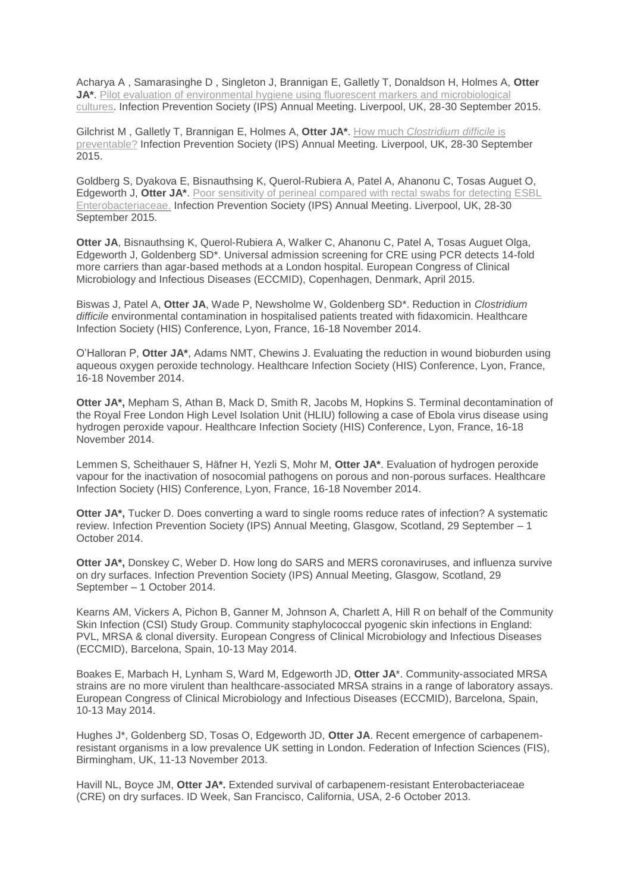Acharya A , Samarasinghe D , Singleton J, Brannigan E, Galletly T, Donaldson H, Holmes A, **Otter JA***. Pilot evaluation of environmental hygiene using fluorescent markers and microbiological cultures. Infection Prevention Society (IPS) Annual Meeting. Liverpool, UK, 28-30 September 2015.

Gilchrist M , Galletly T, Brannigan E, Holmes A, **Otter JA***. How much *Clostridium difficile* is preventable? Infection Prevention Society (IPS) Annual Meeting. Liverpool, UK, 28-30 September 2015.

Goldberg S, Dyakova E, Bisnauthsing K, Querol-Rubiera A, Patel A, Ahanonu C, Tosas Auguet O, Edgeworth J, **Otter JA***. Poor sensitivity of perineal compared with rectal swabs for detecting ESBL Enterobacteriaceae. Infection Prevention Society (IPS) Annual Meeting. Liverpool, UK, 28-30 September 2015.

**Otter JA**, Bisnauthsing K, Querol-Rubiera A, Walker C, Ahanonu C, Patel A, Tosas Auguet Olga, Edgeworth J, Goldenberg SD*. Universal admission screening for CRE using PCR detects 14-fold more carriers than agar-based methods at a London hospital. European Congress of Clinical Microbiology and Infectious Diseases (ECCMID), Copenhagen, Denmark, April 2015.

Biswas J, Patel A, **Otter JA**, Wade P, Newsholme W, Goldenberg SD*. Reduction in *Clostridium difficile* environmental contamination in hospitalised patients treated with fidaxomicin. Healthcare Infection Society (HIS) Conference, Lyon, France, 16-18 November 2014.

O'Halloran P, **Otter JA***, Adams NMT, Chewins J. Evaluating the reduction in wound bioburden using aqueous oxygen peroxide technology. Healthcare Infection Society (HIS) Conference, Lyon, France, 16-18 November 2014.

**Otter JA*,** Mepham S, Athan B, Mack D, Smith R, Jacobs M, Hopkins S. Terminal decontamination of the Royal Free London High Level Isolation Unit (HLIU) following a case of Ebola virus disease using hydrogen peroxide vapour. Healthcare Infection Society (HIS) Conference, Lyon, France, 16-18 November 2014.

Lemmen S, Scheithauer S, Häfner H, Yezli S, Mohr M, **Otter JA***. Evaluation of hydrogen peroxide vapour for the inactivation of nosocomial pathogens on porous and non-porous surfaces. Healthcare Infection Society (HIS) Conference, Lyon, France, 16-18 November 2014.

**Otter JA*,** Tucker D. Does converting a ward to single rooms reduce rates of infection? A systematic review. Infection Prevention Society (IPS) Annual Meeting, Glasgow, Scotland, 29 September – 1 October 2014.

**Otter JA*,** Donskey C, Weber D. How long do SARS and MERS coronaviruses, and influenza survive on dry surfaces. Infection Prevention Society (IPS) Annual Meeting, Glasgow, Scotland, 29 September – 1 October 2014.

Kearns AM, Vickers A, Pichon B, Ganner M, Johnson A, Charlett A, Hill R on behalf of the Community Skin Infection (CSI) Study Group. Community staphylococcal pyogenic skin infections in England: PVL, MRSA & clonal diversity. European Congress of Clinical Microbiology and Infectious Diseases (ECCMID), Barcelona, Spain, 10-13 May 2014.

Boakes E, Marbach H, Lynham S, Ward M, Edgeworth JD, **Otter JA***. Community-associated MRSA strains are no more virulent than healthcare-associated MRSA strains in a range of laboratory assays. European Congress of Clinical Microbiology and Infectious Diseases (ECCMID), Barcelona, Spain, 10-13 May 2014.

Hughes J*, Goldenberg SD, Tosas O, Edgeworth JD, **Otter JA**. Recent emergence of carbapenem-resistant organisms in a low prevalence UK setting in London. Federation of Infection Sciences (FIS), Birmingham, UK, 11-13 November 2013.

Havill NL, Boyce JM, **Otter JA*.** Extended survival of carbapenem-resistant Enterobacteriaceae (CRE) on dry surfaces. ID Week, San Francisco, California, USA, 2-6 October 2013.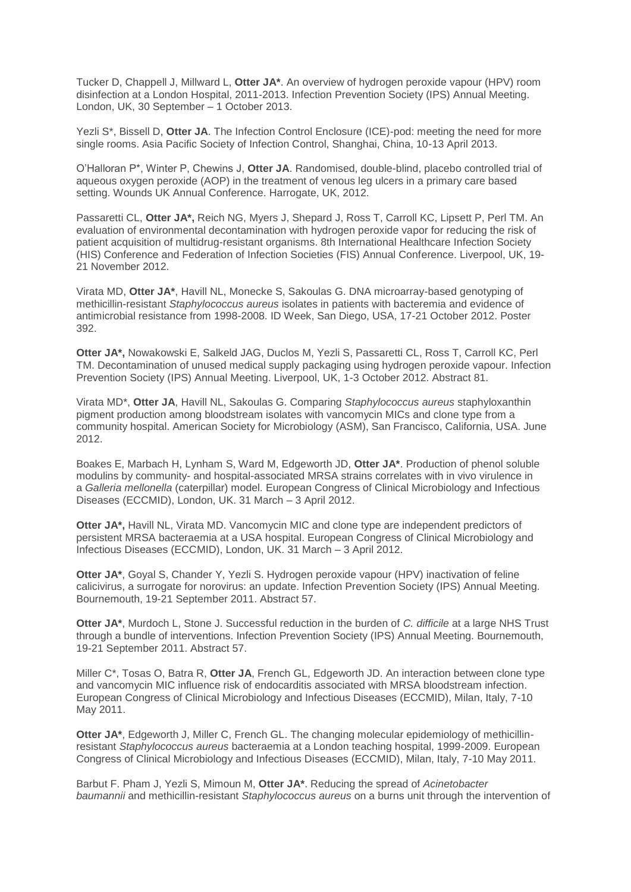Tucker D, Chappell J, Millward L, **Otter JA***. An overview of hydrogen peroxide vapour (HPV) room disinfection at a London Hospital, 2011-2013. Infection Prevention Society (IPS) Annual Meeting. London, UK, 30 September – 1 October 2013.

Yezli S*, Bissell D, **Otter JA**. The Infection Control Enclosure (ICE)-pod: meeting the need for more single rooms. Asia Pacific Society of Infection Control, Shanghai, China, 10-13 April 2013.

O'Halloran P*, Winter P, Chewins J, **Otter JA**. Randomised, double-blind, placebo controlled trial of aqueous oxygen peroxide (AOP) in the treatment of venous leg ulcers in a primary care based setting. Wounds UK Annual Conference. Harrogate, UK, 2012.

Passaretti CL, **Otter JA*,** Reich NG, Myers J, Shepard J, Ross T, Carroll KC, Lipsett P, Perl TM. An evaluation of environmental decontamination with hydrogen peroxide vapor for reducing the risk of patient acquisition of multidrug-resistant organisms. 8th International Healthcare Infection Society (HIS) Conference and Federation of Infection Societies (FIS) Annual Conference. Liverpool, UK, 19-21 November 2012.

Virata MD, **Otter JA***, Havill NL, Monecke S, Sakoulas G. DNA microarray-based genotyping of methicillin-resistant *Staphylococcus aureus* isolates in patients with bacteremia and evidence of antimicrobial resistance from 1998-2008. ID Week, San Diego, USA, 17-21 October 2012. Poster 392.

**Otter JA*,** Nowakowski E, Salkeld JAG, Duclos M, Yezli S, Passaretti CL, Ross T, Carroll KC, Perl TM. Decontamination of unused medical supply packaging using hydrogen peroxide vapour. Infection Prevention Society (IPS) Annual Meeting. Liverpool, UK, 1-3 October 2012. Abstract 81.

Virata MD*, **Otter JA**, Havill NL, Sakoulas G. Comparing *Staphylococcus aureus* staphyloxanthin pigment production among bloodstream isolates with vancomycin MICs and clone type from a community hospital. American Society for Microbiology (ASM), San Francisco, California, USA. June 2012.

Boakes E, Marbach H, Lynham S, Ward M, Edgeworth JD, **Otter JA***. Production of phenol soluble modulins by community- and hospital-associated MRSA strains correlates with in vivo virulence in a *Galleria mellonella* (caterpillar) model. European Congress of Clinical Microbiology and Infectious Diseases (ECCMID), London, UK. 31 March – 3 April 2012.

**Otter JA*,** Havill NL, Virata MD. Vancomycin MIC and clone type are independent predictors of persistent MRSA bacteraemia at a USA hospital. European Congress of Clinical Microbiology and Infectious Diseases (ECCMID), London, UK. 31 March – 3 April 2012.

**Otter JA***, Goyal S, Chander Y, Yezli S. Hydrogen peroxide vapour (HPV) inactivation of feline calicivirus, a surrogate for norovirus: an update. Infection Prevention Society (IPS) Annual Meeting. Bournemouth, 19-21 September 2011. Abstract 57.

**Otter JA***, Murdoch L, Stone J. Successful reduction in the burden of *C. difficile* at a large NHS Trust through a bundle of interventions. Infection Prevention Society (IPS) Annual Meeting. Bournemouth, 19-21 September 2011. Abstract 57.

Miller C*, Tosas O, Batra R, **Otter JA**, French GL, Edgeworth JD. An interaction between clone type and vancomycin MIC influence risk of endocarditis associated with MRSA bloodstream infection. European Congress of Clinical Microbiology and Infectious Diseases (ECCMID), Milan, Italy, 7-10 May 2011.

**Otter JA***, Edgeworth J, Miller C, French GL. The changing molecular epidemiology of methicillin-resistant *Staphylococcus aureus* bacteraemia at a London teaching hospital, 1999-2009. European Congress of Clinical Microbiology and Infectious Diseases (ECCMID), Milan, Italy, 7-10 May 2011.

Barbut F. Pham J, Yezli S, Mimoun M, **Otter JA***. Reducing the spread of *Acinetobacter baumannii* and methicillin-resistant *Staphylococcus aureus* on a burns unit through the intervention of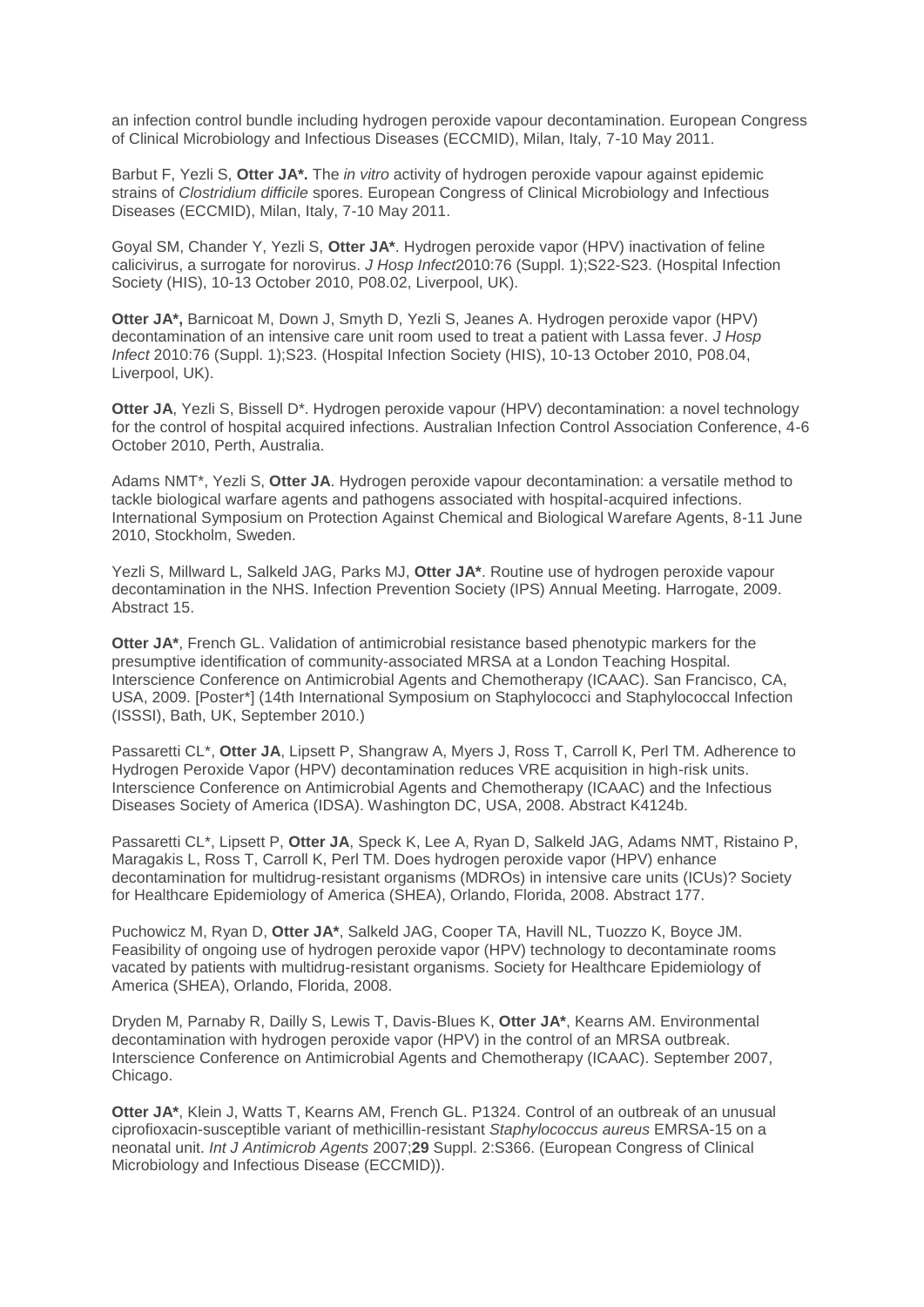an infection control bundle including hydrogen peroxide vapour decontamination. European Congress of Clinical Microbiology and Infectious Diseases (ECCMID), Milan, Italy, 7-10 May 2011.

Barbut F, Yezli S, **Otter JA*.** The *in vitro* activity of hydrogen peroxide vapour against epidemic strains of *Clostridium difficile* spores. European Congress of Clinical Microbiology and Infectious Diseases (ECCMID), Milan, Italy, 7-10 May 2011.

Goyal SM, Chander Y, Yezli S, **Otter JA***. Hydrogen peroxide vapor (HPV) inactivation of feline calicivirus, a surrogate for norovirus. *J Hosp Infect*2010:76 (Suppl. 1);S22-S23. (Hospital Infection Society (HIS), 10-13 October 2010, P08.02, Liverpool, UK).

**Otter JA*,** Barnicoat M, Down J, Smyth D, Yezli S, Jeanes A. Hydrogen peroxide vapor (HPV) decontamination of an intensive care unit room used to treat a patient with Lassa fever. *J Hosp Infect* 2010:76 (Suppl. 1);S23. (Hospital Infection Society (HIS), 10-13 October 2010, P08.04, Liverpool, UK).

**Otter JA**, Yezli S, Bissell D*. Hydrogen peroxide vapour (HPV) decontamination: a novel technology for the control of hospital acquired infections. Australian Infection Control Association Conference, 4-6 October 2010, Perth, Australia.

Adams NMT*, Yezli S, **Otter JA**. Hydrogen peroxide vapour decontamination: a versatile method to tackle biological warfare agents and pathogens associated with hospital-acquired infections. International Symposium on Protection Against Chemical and Biological Warefare Agents, 8-11 June 2010, Stockholm, Sweden.

Yezli S, Millward L, Salkeld JAG, Parks MJ, **Otter JA***. Routine use of hydrogen peroxide vapour decontamination in the NHS. Infection Prevention Society (IPS) Annual Meeting. Harrogate, 2009. Abstract 15.

**Otter JA***, French GL. Validation of antimicrobial resistance based phenotypic markers for the presumptive identification of community-associated MRSA at a London Teaching Hospital. Interscience Conference on Antimicrobial Agents and Chemotherapy (ICAAC). San Francisco, CA, USA, 2009. [Poster*] (14th International Symposium on Staphylococci and Staphylococcal Infection (ISSSI), Bath, UK, September 2010.)

Passaretti CL*, **Otter JA**, Lipsett P, Shangraw A, Myers J, Ross T, Carroll K, Perl TM. Adherence to Hydrogen Peroxide Vapor (HPV) decontamination reduces VRE acquisition in high-risk units. Interscience Conference on Antimicrobial Agents and Chemotherapy (ICAAC) and the Infectious Diseases Society of America (IDSA). Washington DC, USA, 2008. Abstract K4124b.

Passaretti CL*, Lipsett P, **Otter JA**, Speck K, Lee A, Ryan D, Salkeld JAG, Adams NMT, Ristaino P, Maragakis L, Ross T, Carroll K, Perl TM. Does hydrogen peroxide vapor (HPV) enhance decontamination for multidrug-resistant organisms (MDROs) in intensive care units (ICUs)? Society for Healthcare Epidemiology of America (SHEA), Orlando, Florida, 2008. Abstract 177.

Puchowicz M, Ryan D, **Otter JA***, Salkeld JAG, Cooper TA, Havill NL, Tuozzo K, Boyce JM. Feasibility of ongoing use of hydrogen peroxide vapor (HPV) technology to decontaminate rooms vacated by patients with multidrug-resistant organisms. Society for Healthcare Epidemiology of America (SHEA), Orlando, Florida, 2008.

Dryden M, Parnaby R, Dailly S, Lewis T, Davis-Blues K, **Otter JA***, Kearns AM. Environmental decontamination with hydrogen peroxide vapor (HPV) in the control of an MRSA outbreak. Interscience Conference on Antimicrobial Agents and Chemotherapy (ICAAC). September 2007, Chicago.

**Otter JA***, Klein J, Watts T, Kearns AM, French GL. P1324. Control of an outbreak of an unusual ciprofioxacin-susceptible variant of methicillin-resistant *Staphylococcus aureus* EMRSA-15 on a neonatal unit. *Int J Antimicrob Agents* 2007;**29** Suppl. 2:S366. (European Congress of Clinical Microbiology and Infectious Disease (ECCMID)).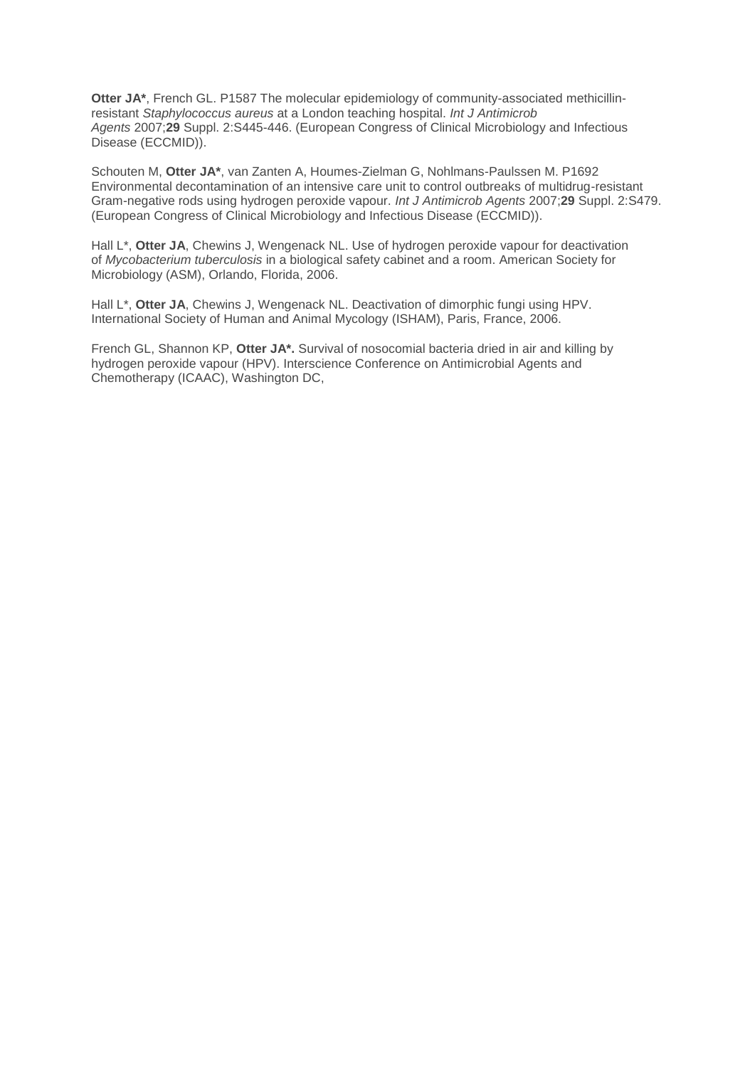**Otter JA***, French GL. P1587 The molecular epidemiology of community-associated methicillin-resistant *Staphylococcus aureus* at a London teaching hospital. *Int J Antimicrob Agents* 2007;**29** Suppl. 2:S445-446. (European Congress of Clinical Microbiology and Infectious Disease (ECCMID)).

Schouten M, **Otter JA***, van Zanten A, Houmes-Zielman G, Nohlmans-Paulssen M. P1692 Environmental decontamination of an intensive care unit to control outbreaks of multidrug-resistant Gram-negative rods using hydrogen peroxide vapour. *Int J Antimicrob Agents* 2007;**29** Suppl. 2:S479. (European Congress of Clinical Microbiology and Infectious Disease (ECCMID)).

Hall L*, **Otter JA**, Chewins J, Wengenack NL. Use of hydrogen peroxide vapour for deactivation of *Mycobacterium tuberculosis* in a biological safety cabinet and a room. American Society for Microbiology (ASM), Orlando, Florida, 2006.

Hall L*, **Otter JA**, Chewins J, Wengenack NL. Deactivation of dimorphic fungi using HPV. International Society of Human and Animal Mycology (ISHAM), Paris, France, 2006.

French GL, Shannon KP, **Otter JA*.** Survival of nosocomial bacteria dried in air and killing by hydrogen peroxide vapour (HPV). Interscience Conference on Antimicrobial Agents and Chemotherapy (ICAAC), Washington DC,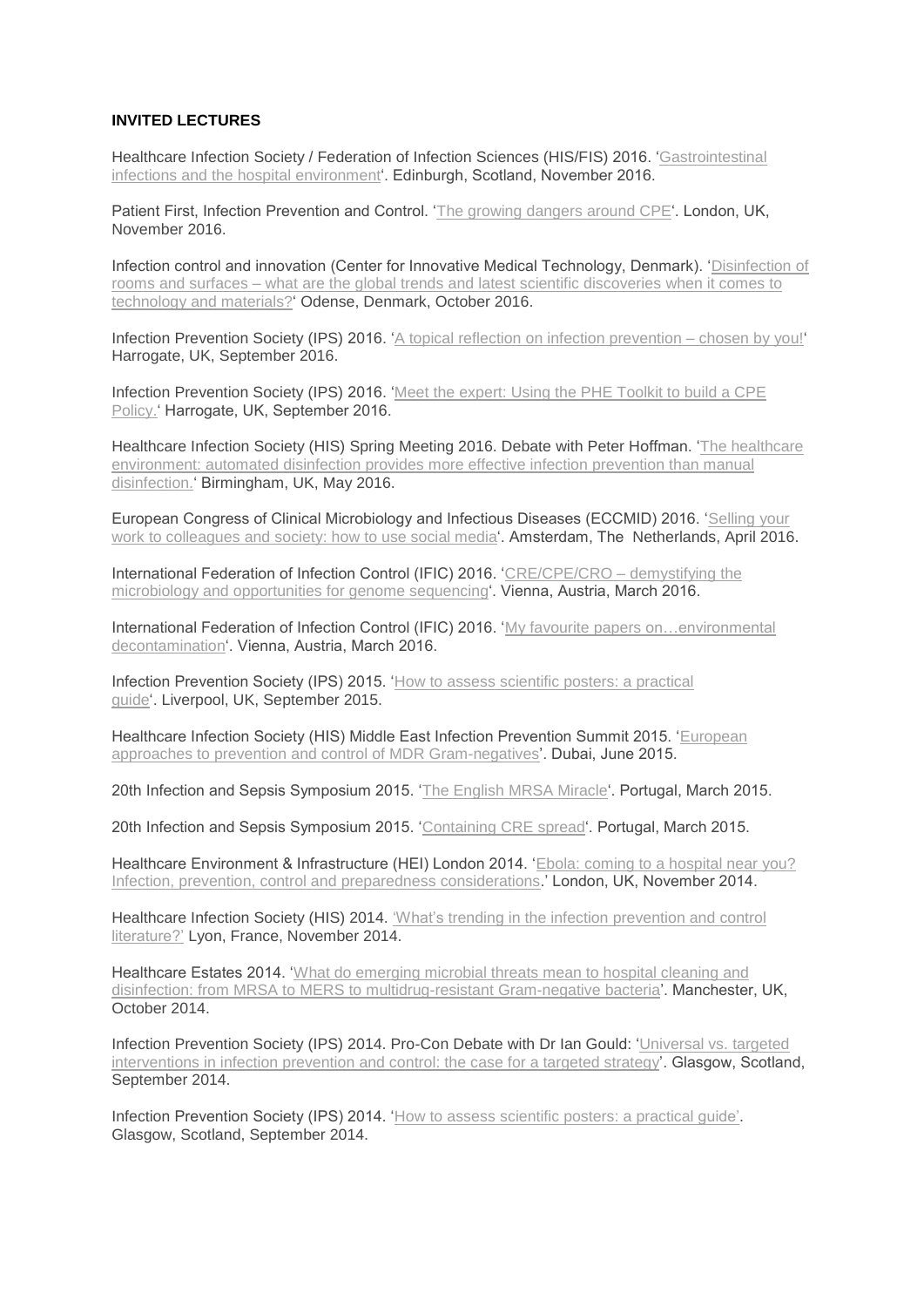**INVITED LECTURES**

Healthcare Infection Society / Federation of Infection Sciences (HIS/FIS) 2016. 'Gastrointestinal infections and the hospital environment'. Edinburgh, Scotland, November 2016.

Patient First, Infection Prevention and Control. 'The growing dangers around CPE'. London, UK, November 2016.

Infection control and innovation (Center for Innovative Medical Technology, Denmark). 'Disinfection of rooms and surfaces – what are the global trends and latest scientific discoveries when it comes to technology and materials?' Odense, Denmark, October 2016.

Infection Prevention Society (IPS) 2016. 'A topical reflection on infection prevention – chosen by you!' Harrogate, UK, September 2016.

Infection Prevention Society (IPS) 2016. 'Meet the expert: Using the PHE Toolkit to build a CPE Policy.' Harrogate, UK, September 2016.

Healthcare Infection Society (HIS) Spring Meeting 2016. Debate with Peter Hoffman. 'The healthcare environment: automated disinfection provides more effective infection prevention than manual disinfection.' Birmingham, UK, May 2016.

European Congress of Clinical Microbiology and Infectious Diseases (ECCMID) 2016. 'Selling your work to colleagues and society: how to use social media'. Amsterdam, The Netherlands, April 2016.

International Federation of Infection Control (IFIC) 2016. 'CRE/CPE/CRO – demystifying the microbiology and opportunities for genome sequencing'. Vienna, Austria, March 2016.

International Federation of Infection Control (IFIC) 2016. 'My favourite papers on…environmental decontamination'. Vienna, Austria, March 2016.

Infection Prevention Society (IPS) 2015. 'How to assess scientific posters: a practical guide'. Liverpool, UK, September 2015.

Healthcare Infection Society (HIS) Middle East Infection Prevention Summit 2015. 'European approaches to prevention and control of MDR Gram-negatives'. Dubai, June 2015.

20th Infection and Sepsis Symposium 2015. 'The English MRSA Miracle'. Portugal, March 2015.

20th Infection and Sepsis Symposium 2015. 'Containing CRE spread'. Portugal, March 2015.

Healthcare Environment & Infrastructure (HEI) London 2014. 'Ebola: coming to a hospital near you? Infection, prevention, control and preparedness considerations.' London, UK, November 2014.

Healthcare Infection Society (HIS) 2014. 'What's trending in the infection prevention and control literature?' Lyon, France, November 2014.

Healthcare Estates 2014. 'What do emerging microbial threats mean to hospital cleaning and disinfection: from MRSA to MERS to multidrug-resistant Gram-negative bacteria'. Manchester, UK, October 2014.

Infection Prevention Society (IPS) 2014. Pro-Con Debate with Dr Ian Gould: 'Universal vs. targeted interventions in infection prevention and control: the case for a targeted strategy'. Glasgow, Scotland, September 2014.

Infection Prevention Society (IPS) 2014. 'How to assess scientific posters: a practical guide'. Glasgow, Scotland, September 2014.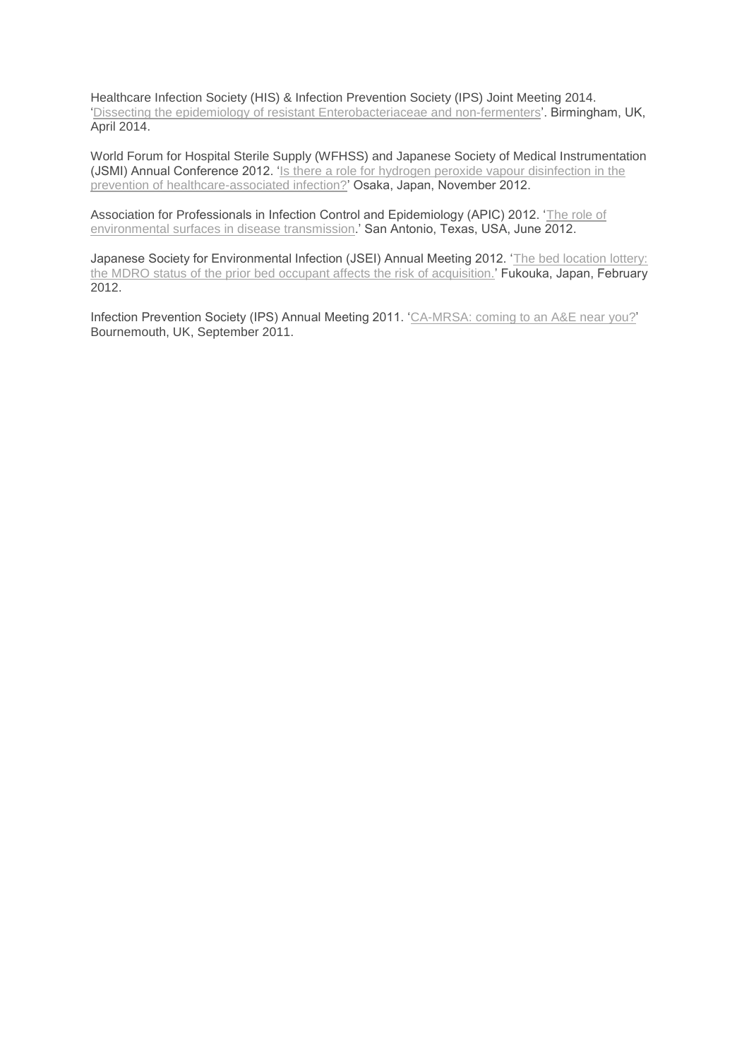Healthcare Infection Society (HIS) & Infection Prevention Society (IPS) Joint Meeting 2014. 'Dissecting the epidemiology of resistant Enterobacteriaceae and non-fermenters'. Birmingham, UK, April 2014.

World Forum for Hospital Sterile Supply (WFHSS) and Japanese Society of Medical Instrumentation (JSMI) Annual Conference 2012. 'Is there a role for hydrogen peroxide vapour disinfection in the prevention of healthcare-associated infection?' Osaka, Japan, November 2012.

Association for Professionals in Infection Control and Epidemiology (APIC) 2012. 'The role of environmental surfaces in disease transmission.' San Antonio, Texas, USA, June 2012.

Japanese Society for Environmental Infection (JSEI) Annual Meeting 2012. 'The bed location lottery: the MDRO status of the prior bed occupant affects the risk of acquisition.' Fukouka, Japan, February 2012.

Infection Prevention Society (IPS) Annual Meeting 2011. 'CA-MRSA: coming to an A&E near you?' Bournemouth, UK, September 2011.